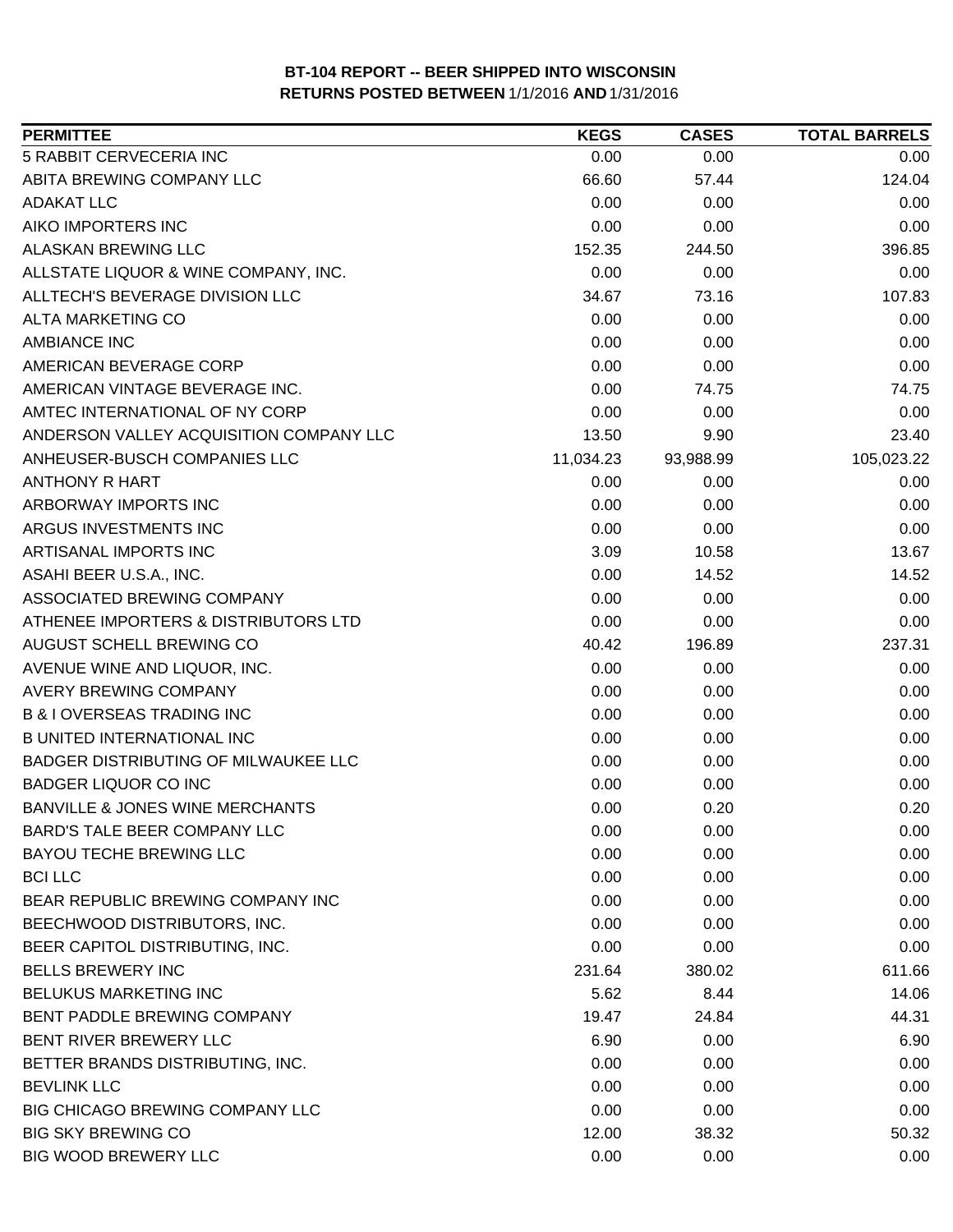# BT-104 REPORT -- BEER SHIPPED INTO WISCONSIN

## RETURNS POSTED BETWEEN 1/1/2016 AND 1/31/2016

| PERMITTEE | KEGS | CASES | TOTAL BARRELS |
|---|---|---|---|
| 5 RABBIT CERVECERIA INC | 0.00 | 0.00 | 0.00 |
| ABITA BREWING COMPANY LLC | 66.60 | 57.44 | 124.04 |
| ADAKAT LLC | 0.00 | 0.00 | 0.00 |
| AIKO IMPORTERS INC | 0.00 | 0.00 | 0.00 |
| ALASKAN BREWING LLC | 152.35 | 244.50 | 396.85 |
| ALLSTATE LIQUOR & WINE COMPANY, INC. | 0.00 | 0.00 | 0.00 |
| ALLTECH'S BEVERAGE DIVISION LLC | 34.67 | 73.16 | 107.83 |
| ALTA MARKETING CO | 0.00 | 0.00 | 0.00 |
| AMBIANCE INC | 0.00 | 0.00 | 0.00 |
| AMERICAN BEVERAGE CORP | 0.00 | 0.00 | 0.00 |
| AMERICAN VINTAGE BEVERAGE INC. | 0.00 | 74.75 | 74.75 |
| AMTEC INTERNATIONAL OF NY CORP | 0.00 | 0.00 | 0.00 |
| ANDERSON VALLEY ACQUISITION COMPANY LLC | 13.50 | 9.90 | 23.40 |
| ANHEUSER-BUSCH COMPANIES LLC | 11,034.23 | 93,988.99 | 105,023.22 |
| ANTHONY R HART | 0.00 | 0.00 | 0.00 |
| ARBORWAY IMPORTS INC | 0.00 | 0.00 | 0.00 |
| ARGUS INVESTMENTS INC | 0.00 | 0.00 | 0.00 |
| ARTISANAL IMPORTS INC | 3.09 | 10.58 | 13.67 |
| ASAHI BEER U.S.A., INC. | 0.00 | 14.52 | 14.52 |
| ASSOCIATED BREWING COMPANY | 0.00 | 0.00 | 0.00 |
| ATHENEE IMPORTERS & DISTRIBUTORS LTD | 0.00 | 0.00 | 0.00 |
| AUGUST SCHELL BREWING CO | 40.42 | 196.89 | 237.31 |
| AVENUE WINE AND LIQUOR, INC. | 0.00 | 0.00 | 0.00 |
| AVERY BREWING COMPANY | 0.00 | 0.00 | 0.00 |
| B & I OVERSEAS TRADING INC | 0.00 | 0.00 | 0.00 |
| B UNITED INTERNATIONAL INC | 0.00 | 0.00 | 0.00 |
| BADGER DISTRIBUTING OF MILWAUKEE LLC | 0.00 | 0.00 | 0.00 |
| BADGER LIQUOR CO INC | 0.00 | 0.00 | 0.00 |
| BANVILLE & JONES WINE MERCHANTS | 0.00 | 0.20 | 0.20 |
| BARD'S TALE BEER COMPANY LLC | 0.00 | 0.00 | 0.00 |
| BAYOU TECHE BREWING LLC | 0.00 | 0.00 | 0.00 |
| BCI LLC | 0.00 | 0.00 | 0.00 |
| BEAR REPUBLIC BREWING COMPANY INC | 0.00 | 0.00 | 0.00 |
| BEECHWOOD DISTRIBUTORS, INC. | 0.00 | 0.00 | 0.00 |
| BEER CAPITOL DISTRIBUTING, INC. | 0.00 | 0.00 | 0.00 |
| BELLS BREWERY INC | 231.64 | 380.02 | 611.66 |
| BELUKUS MARKETING INC | 5.62 | 8.44 | 14.06 |
| BENT PADDLE BREWING COMPANY | 19.47 | 24.84 | 44.31 |
| BENT RIVER BREWERY LLC | 6.90 | 0.00 | 6.90 |
| BETTER BRANDS DISTRIBUTING, INC. | 0.00 | 0.00 | 0.00 |
| BEVLINK LLC | 0.00 | 0.00 | 0.00 |
| BIG CHICAGO BREWING COMPANY LLC | 0.00 | 0.00 | 0.00 |
| BIG SKY BREWING CO | 12.00 | 38.32 | 50.32 |
| BIG WOOD BREWERY LLC | 0.00 | 0.00 | 0.00 |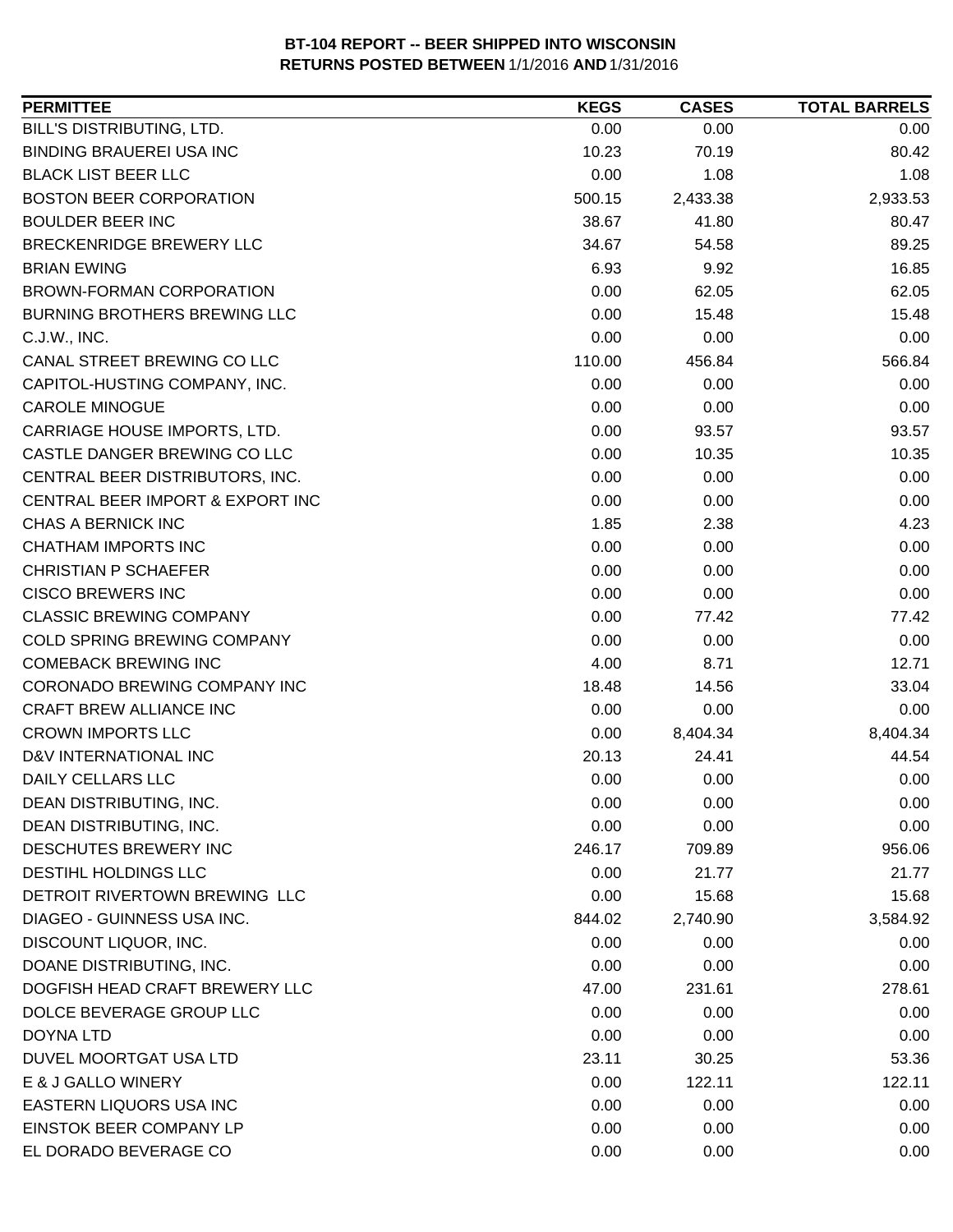**BT-104 REPORT -- BEER SHIPPED INTO WISCONSIN**
**RETURNS POSTED BETWEEN 1/1/2016 AND 1/31/2016**

| PERMITTEE | KEGS | CASES | TOTAL BARRELS |
|---|---|---|---|
| BILL'S DISTRIBUTING, LTD. | 0.00 | 0.00 | 0.00 |
| BINDING BRAUEREI USA INC | 10.23 | 70.19 | 80.42 |
| BLACK LIST BEER LLC | 0.00 | 1.08 | 1.08 |
| BOSTON BEER CORPORATION | 500.15 | 2,433.38 | 2,933.53 |
| BOULDER BEER INC | 38.67 | 41.80 | 80.47 |
| BRECKENRIDGE BREWERY LLC | 34.67 | 54.58 | 89.25 |
| BRIAN EWING | 6.93 | 9.92 | 16.85 |
| BROWN-FORMAN CORPORATION | 0.00 | 62.05 | 62.05 |
| BURNING BROTHERS BREWING LLC | 0.00 | 15.48 | 15.48 |
| C.J.W., INC. | 0.00 | 0.00 | 0.00 |
| CANAL STREET BREWING CO LLC | 110.00 | 456.84 | 566.84 |
| CAPITOL-HUSTING COMPANY, INC. | 0.00 | 0.00 | 0.00 |
| CAROLE MINOGUE | 0.00 | 0.00 | 0.00 |
| CARRIAGE HOUSE IMPORTS, LTD. | 0.00 | 93.57 | 93.57 |
| CASTLE DANGER BREWING CO LLC | 0.00 | 10.35 | 10.35 |
| CENTRAL BEER DISTRIBUTORS, INC. | 0.00 | 0.00 | 0.00 |
| CENTRAL BEER IMPORT & EXPORT INC | 0.00 | 0.00 | 0.00 |
| CHAS A BERNICK INC | 1.85 | 2.38 | 4.23 |
| CHATHAM IMPORTS INC | 0.00 | 0.00 | 0.00 |
| CHRISTIAN P SCHAEFER | 0.00 | 0.00 | 0.00 |
| CISCO BREWERS INC | 0.00 | 0.00 | 0.00 |
| CLASSIC BREWING COMPANY | 0.00 | 77.42 | 77.42 |
| COLD SPRING BREWING COMPANY | 0.00 | 0.00 | 0.00 |
| COMEBACK BREWING INC | 4.00 | 8.71 | 12.71 |
| CORONADO BREWING COMPANY INC | 18.48 | 14.56 | 33.04 |
| CRAFT BREW ALLIANCE INC | 0.00 | 0.00 | 0.00 |
| CROWN IMPORTS LLC | 0.00 | 8,404.34 | 8,404.34 |
| D&V INTERNATIONAL INC | 20.13 | 24.41 | 44.54 |
| DAILY CELLARS LLC | 0.00 | 0.00 | 0.00 |
| DEAN DISTRIBUTING, INC. | 0.00 | 0.00 | 0.00 |
| DEAN DISTRIBUTING, INC. | 0.00 | 0.00 | 0.00 |
| DESCHUTES BREWERY INC | 246.17 | 709.89 | 956.06 |
| DESTIHL HOLDINGS LLC | 0.00 | 21.77 | 21.77 |
| DETROIT RIVERTOWN BREWING LLC | 0.00 | 15.68 | 15.68 |
| DIAGEO - GUINNESS USA INC. | 844.02 | 2,740.90 | 3,584.92 |
| DISCOUNT LIQUOR, INC. | 0.00 | 0.00 | 0.00 |
| DOANE DISTRIBUTING, INC. | 0.00 | 0.00 | 0.00 |
| DOGFISH HEAD CRAFT BREWERY LLC | 47.00 | 231.61 | 278.61 |
| DOLCE BEVERAGE GROUP LLC | 0.00 | 0.00 | 0.00 |
| DOYNA LTD | 0.00 | 0.00 | 0.00 |
| DUVEL MOORTGAT USA LTD | 23.11 | 30.25 | 53.36 |
| E & J GALLO WINERY | 0.00 | 122.11 | 122.11 |
| EASTERN LIQUORS USA INC | 0.00 | 0.00 | 0.00 |
| EINSTOK BEER COMPANY LP | 0.00 | 0.00 | 0.00 |
| EL DORADO BEVERAGE CO | 0.00 | 0.00 | 0.00 |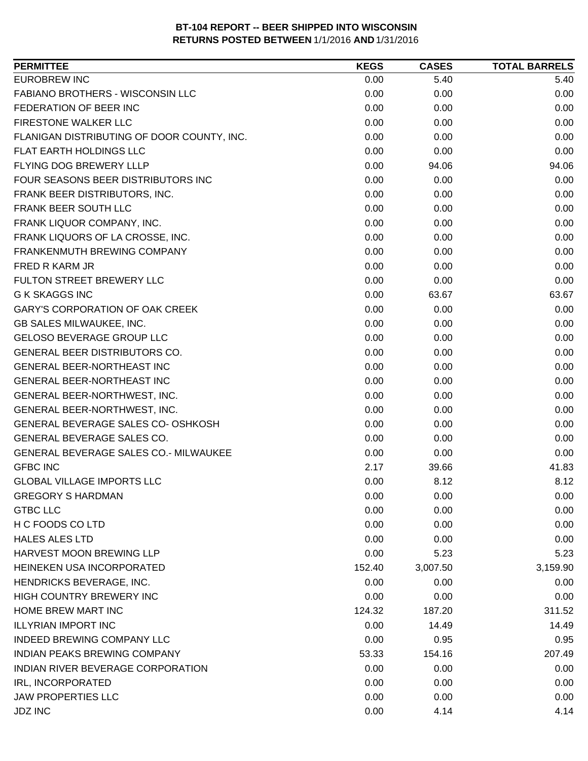**BT-104 REPORT -- BEER SHIPPED INTO WISCONSIN**
**RETURNS POSTED BETWEEN** 1/1/2016 **AND** 1/31/2016

| PERMITTEE | KEGS | CASES | TOTAL BARRELS |
|---|---|---|---|
| EUROBREW INC | 0.00 | 5.40 | 5.40 |
| FABIANO BROTHERS - WISCONSIN LLC | 0.00 | 0.00 | 0.00 |
| FEDERATION OF BEER INC | 0.00 | 0.00 | 0.00 |
| FIRESTONE WALKER LLC | 0.00 | 0.00 | 0.00 |
| FLANIGAN DISTRIBUTING OF DOOR COUNTY, INC. | 0.00 | 0.00 | 0.00 |
| FLAT EARTH HOLDINGS LLC | 0.00 | 0.00 | 0.00 |
| FLYING DOG BREWERY LLLP | 0.00 | 94.06 | 94.06 |
| FOUR SEASONS BEER DISTRIBUTORS INC | 0.00 | 0.00 | 0.00 |
| FRANK BEER DISTRIBUTORS, INC. | 0.00 | 0.00 | 0.00 |
| FRANK BEER SOUTH LLC | 0.00 | 0.00 | 0.00 |
| FRANK LIQUOR COMPANY, INC. | 0.00 | 0.00 | 0.00 |
| FRANK LIQUORS OF LA CROSSE, INC. | 0.00 | 0.00 | 0.00 |
| FRANKENMUTH BREWING COMPANY | 0.00 | 0.00 | 0.00 |
| FRED R KARM JR | 0.00 | 0.00 | 0.00 |
| FULTON STREET BREWERY LLC | 0.00 | 0.00 | 0.00 |
| G K SKAGGS INC | 0.00 | 63.67 | 63.67 |
| GARY'S CORPORATION OF OAK CREEK | 0.00 | 0.00 | 0.00 |
| GB SALES MILWAUKEE, INC. | 0.00 | 0.00 | 0.00 |
| GELOSO BEVERAGE GROUP LLC | 0.00 | 0.00 | 0.00 |
| GENERAL BEER DISTRIBUTORS CO. | 0.00 | 0.00 | 0.00 |
| GENERAL BEER-NORTHEAST INC | 0.00 | 0.00 | 0.00 |
| GENERAL BEER-NORTHEAST INC | 0.00 | 0.00 | 0.00 |
| GENERAL BEER-NORTHWEST, INC. | 0.00 | 0.00 | 0.00 |
| GENERAL BEER-NORTHWEST, INC. | 0.00 | 0.00 | 0.00 |
| GENERAL BEVERAGE SALES CO- OSHKOSH | 0.00 | 0.00 | 0.00 |
| GENERAL BEVERAGE SALES CO. | 0.00 | 0.00 | 0.00 |
| GENERAL BEVERAGE SALES CO.- MILWAUKEE | 0.00 | 0.00 | 0.00 |
| GFBC INC | 2.17 | 39.66 | 41.83 |
| GLOBAL VILLAGE IMPORTS LLC | 0.00 | 8.12 | 8.12 |
| GREGORY S HARDMAN | 0.00 | 0.00 | 0.00 |
| GTBC LLC | 0.00 | 0.00 | 0.00 |
| H C FOODS CO LTD | 0.00 | 0.00 | 0.00 |
| HALES ALES LTD | 0.00 | 0.00 | 0.00 |
| HARVEST MOON BREWING LLP | 0.00 | 5.23 | 5.23 |
| HEINEKEN USA INCORPORATED | 152.40 | 3,007.50 | 3,159.90 |
| HENDRICKS BEVERAGE, INC. | 0.00 | 0.00 | 0.00 |
| HIGH COUNTRY BREWERY INC | 0.00 | 0.00 | 0.00 |
| HOME BREW MART INC | 124.32 | 187.20 | 311.52 |
| ILLYRIAN IMPORT INC | 0.00 | 14.49 | 14.49 |
| INDEED BREWING COMPANY LLC | 0.00 | 0.95 | 0.95 |
| INDIAN PEAKS BREWING COMPANY | 53.33 | 154.16 | 207.49 |
| INDIAN RIVER BEVERAGE CORPORATION | 0.00 | 0.00 | 0.00 |
| IRL, INCORPORATED | 0.00 | 0.00 | 0.00 |
| JAW PROPERTIES LLC | 0.00 | 0.00 | 0.00 |
| JDZ INC | 0.00 | 4.14 | 4.14 |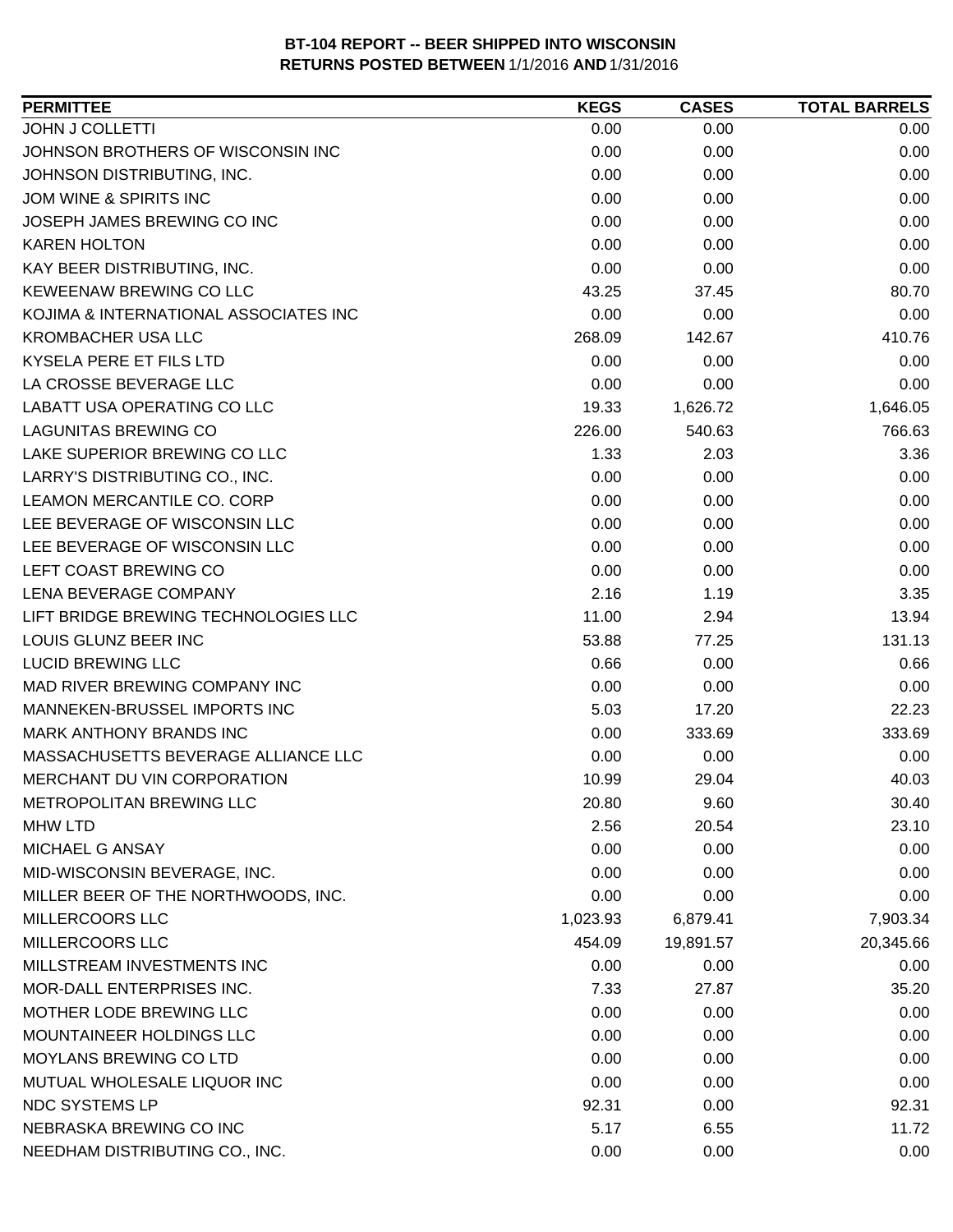**BT-104 REPORT -- BEER SHIPPED INTO WISCONSIN**
**RETURNS POSTED BETWEEN 1/1/2016 AND 1/31/2016**

| PERMITTEE | KEGS | CASES | TOTAL BARRELS |
|---|---|---|---|
| JOHN J COLLETTI | 0.00 | 0.00 | 0.00 |
| JOHNSON BROTHERS OF WISCONSIN INC | 0.00 | 0.00 | 0.00 |
| JOHNSON DISTRIBUTING, INC. | 0.00 | 0.00 | 0.00 |
| JOM WINE & SPIRITS INC | 0.00 | 0.00 | 0.00 |
| JOSEPH JAMES BREWING CO INC | 0.00 | 0.00 | 0.00 |
| KAREN HOLTON | 0.00 | 0.00 | 0.00 |
| KAY BEER DISTRIBUTING, INC. | 0.00 | 0.00 | 0.00 |
| KEWEENAW BREWING CO LLC | 43.25 | 37.45 | 80.70 |
| KOJIMA & INTERNATIONAL ASSOCIATES INC | 0.00 | 0.00 | 0.00 |
| KROMBACHER USA LLC | 268.09 | 142.67 | 410.76 |
| KYSELA PERE ET FILS LTD | 0.00 | 0.00 | 0.00 |
| LA CROSSE BEVERAGE LLC | 0.00 | 0.00 | 0.00 |
| LABATT USA OPERATING CO LLC | 19.33 | 1,626.72 | 1,646.05 |
| LAGUNITAS BREWING CO | 226.00 | 540.63 | 766.63 |
| LAKE SUPERIOR BREWING CO LLC | 1.33 | 2.03 | 3.36 |
| LARRY'S DISTRIBUTING CO., INC. | 0.00 | 0.00 | 0.00 |
| LEAMON MERCANTILE CO. CORP | 0.00 | 0.00 | 0.00 |
| LEE BEVERAGE OF WISCONSIN LLC | 0.00 | 0.00 | 0.00 |
| LEE BEVERAGE OF WISCONSIN LLC | 0.00 | 0.00 | 0.00 |
| LEFT COAST BREWING CO | 0.00 | 0.00 | 0.00 |
| LENA BEVERAGE COMPANY | 2.16 | 1.19 | 3.35 |
| LIFT BRIDGE BREWING TECHNOLOGIES LLC | 11.00 | 2.94 | 13.94 |
| LOUIS GLUNZ BEER INC | 53.88 | 77.25 | 131.13 |
| LUCID BREWING LLC | 0.66 | 0.00 | 0.66 |
| MAD RIVER BREWING COMPANY INC | 0.00 | 0.00 | 0.00 |
| MANNEKEN-BRUSSEL IMPORTS INC | 5.03 | 17.20 | 22.23 |
| MARK ANTHONY BRANDS INC | 0.00 | 333.69 | 333.69 |
| MASSACHUSETTS BEVERAGE ALLIANCE LLC | 0.00 | 0.00 | 0.00 |
| MERCHANT DU VIN CORPORATION | 10.99 | 29.04 | 40.03 |
| METROPOLITAN BREWING LLC | 20.80 | 9.60 | 30.40 |
| MHW LTD | 2.56 | 20.54 | 23.10 |
| MICHAEL G ANSAY | 0.00 | 0.00 | 0.00 |
| MID-WISCONSIN BEVERAGE, INC. | 0.00 | 0.00 | 0.00 |
| MILLER BEER OF THE NORTHWOODS, INC. | 0.00 | 0.00 | 0.00 |
| MILLERCOORS LLC | 1,023.93 | 6,879.41 | 7,903.34 |
| MILLERCOORS LLC | 454.09 | 19,891.57 | 20,345.66 |
| MILLSTREAM INVESTMENTS INC | 0.00 | 0.00 | 0.00 |
| MOR-DALL ENTERPRISES INC. | 7.33 | 27.87 | 35.20 |
| MOTHER LODE BREWING LLC | 0.00 | 0.00 | 0.00 |
| MOUNTAINEER HOLDINGS LLC | 0.00 | 0.00 | 0.00 |
| MOYLANS BREWING CO LTD | 0.00 | 0.00 | 0.00 |
| MUTUAL WHOLESALE LIQUOR INC | 0.00 | 0.00 | 0.00 |
| NDC SYSTEMS LP | 92.31 | 0.00 | 92.31 |
| NEBRASKA BREWING CO INC | 5.17 | 6.55 | 11.72 |
| NEEDHAM DISTRIBUTING CO., INC. | 0.00 | 0.00 | 0.00 |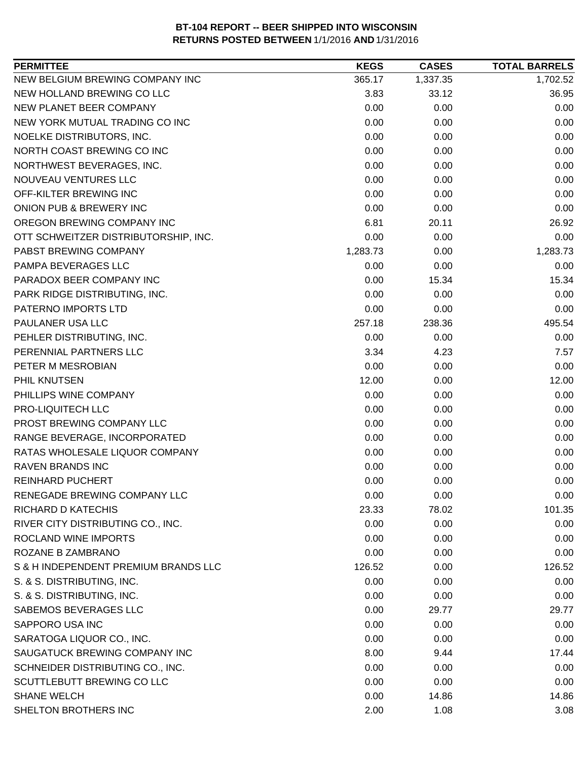**BT-104 REPORT -- BEER SHIPPED INTO WISCONSIN**
**RETURNS POSTED BETWEEN 1/1/2016 AND 1/31/2016**

| PERMITTEE | KEGS | CASES | TOTAL BARRELS |
|---|---|---|---|
| NEW BELGIUM BREWING COMPANY INC | 365.17 | 1,337.35 | 1,702.52 |
| NEW HOLLAND BREWING CO LLC | 3.83 | 33.12 | 36.95 |
| NEW PLANET BEER COMPANY | 0.00 | 0.00 | 0.00 |
| NEW YORK MUTUAL TRADING CO INC | 0.00 | 0.00 | 0.00 |
| NOELKE DISTRIBUTORS, INC. | 0.00 | 0.00 | 0.00 |
| NORTH COAST BREWING CO INC | 0.00 | 0.00 | 0.00 |
| NORTHWEST BEVERAGES, INC. | 0.00 | 0.00 | 0.00 |
| NOUVEAU VENTURES LLC | 0.00 | 0.00 | 0.00 |
| OFF-KILTER BREWING INC | 0.00 | 0.00 | 0.00 |
| ONION PUB & BREWERY INC | 0.00 | 0.00 | 0.00 |
| OREGON BREWING COMPANY INC | 6.81 | 20.11 | 26.92 |
| OTT SCHWEITZER DISTRIBUTORSHIP, INC. | 0.00 | 0.00 | 0.00 |
| PABST BREWING COMPANY | 1,283.73 | 0.00 | 1,283.73 |
| PAMPA BEVERAGES LLC | 0.00 | 0.00 | 0.00 |
| PARADOX BEER COMPANY INC | 0.00 | 15.34 | 15.34 |
| PARK RIDGE DISTRIBUTING, INC. | 0.00 | 0.00 | 0.00 |
| PATERNO IMPORTS LTD | 0.00 | 0.00 | 0.00 |
| PAULANER USA LLC | 257.18 | 238.36 | 495.54 |
| PEHLER DISTRIBUTING, INC. | 0.00 | 0.00 | 0.00 |
| PERENNIAL PARTNERS LLC | 3.34 | 4.23 | 7.57 |
| PETER M MESROBIAN | 0.00 | 0.00 | 0.00 |
| PHIL KNUTSEN | 12.00 | 0.00 | 12.00 |
| PHILLIPS WINE COMPANY | 0.00 | 0.00 | 0.00 |
| PRO-LIQUITECH LLC | 0.00 | 0.00 | 0.00 |
| PROST BREWING COMPANY LLC | 0.00 | 0.00 | 0.00 |
| RANGE BEVERAGE, INCORPORATED | 0.00 | 0.00 | 0.00 |
| RATAS WHOLESALE LIQUOR COMPANY | 0.00 | 0.00 | 0.00 |
| RAVEN BRANDS INC | 0.00 | 0.00 | 0.00 |
| REINHARD PUCHERT | 0.00 | 0.00 | 0.00 |
| RENEGADE BREWING COMPANY LLC | 0.00 | 0.00 | 0.00 |
| RICHARD D KATECHIS | 23.33 | 78.02 | 101.35 |
| RIVER CITY DISTRIBUTING CO., INC. | 0.00 | 0.00 | 0.00 |
| ROCLAND WINE IMPORTS | 0.00 | 0.00 | 0.00 |
| ROZANE B ZAMBRANO | 0.00 | 0.00 | 0.00 |
| S & H INDEPENDENT PREMIUM BRANDS LLC | 126.52 | 0.00 | 126.52 |
| S. & S. DISTRIBUTING, INC. | 0.00 | 0.00 | 0.00 |
| S. & S. DISTRIBUTING, INC. | 0.00 | 0.00 | 0.00 |
| SABEMOS BEVERAGES LLC | 0.00 | 29.77 | 29.77 |
| SAPPORO USA INC | 0.00 | 0.00 | 0.00 |
| SARATOGA LIQUOR CO., INC. | 0.00 | 0.00 | 0.00 |
| SAUGATUCK BREWING COMPANY INC | 8.00 | 9.44 | 17.44 |
| SCHNEIDER DISTRIBUTING CO., INC. | 0.00 | 0.00 | 0.00 |
| SCUTTLEBUTT BREWING CO LLC | 0.00 | 0.00 | 0.00 |
| SHANE WELCH | 0.00 | 14.86 | 14.86 |
| SHELTON BROTHERS INC | 2.00 | 1.08 | 3.08 |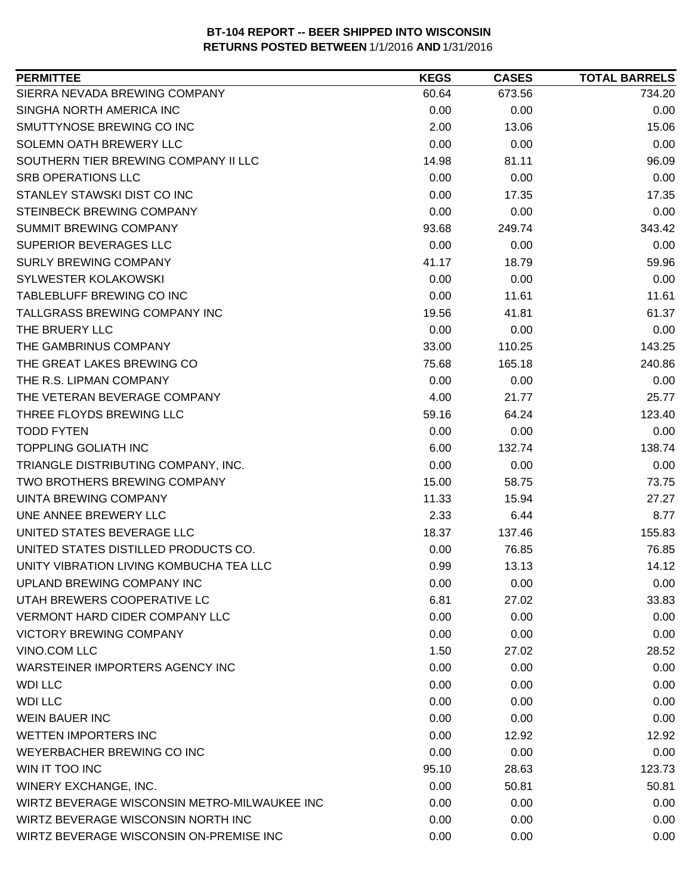**BT-104 REPORT -- BEER SHIPPED INTO WISCONSIN**
**RETURNS POSTED BETWEEN** 1/1/2016 **AND** 1/31/2016

| PERMITTEE | KEGS | CASES | TOTAL BARRELS |
|---|---|---|---|
| SIERRA NEVADA BREWING COMPANY | 60.64 | 673.56 | 734.20 |
| SINGHA NORTH AMERICA INC | 0.00 | 0.00 | 0.00 |
| SMUTTYNOSE BREWING CO INC | 2.00 | 13.06 | 15.06 |
| SOLEMN OATH BREWERY LLC | 0.00 | 0.00 | 0.00 |
| SOUTHERN TIER BREWING COMPANY II LLC | 14.98 | 81.11 | 96.09 |
| SRB OPERATIONS LLC | 0.00 | 0.00 | 0.00 |
| STANLEY STAWSKI DIST CO INC | 0.00 | 17.35 | 17.35 |
| STEINBECK BREWING COMPANY | 0.00 | 0.00 | 0.00 |
| SUMMIT BREWING COMPANY | 93.68 | 249.74 | 343.42 |
| SUPERIOR BEVERAGES LLC | 0.00 | 0.00 | 0.00 |
| SURLY BREWING COMPANY | 41.17 | 18.79 | 59.96 |
| SYLWESTER KOLAKOWSKI | 0.00 | 0.00 | 0.00 |
| TABLEBLUFF BREWING CO INC | 0.00 | 11.61 | 11.61 |
| TALLGRASS BREWING COMPANY INC | 19.56 | 41.81 | 61.37 |
| THE BRUERY LLC | 0.00 | 0.00 | 0.00 |
| THE GAMBRINUS COMPANY | 33.00 | 110.25 | 143.25 |
| THE GREAT LAKES BREWING CO | 75.68 | 165.18 | 240.86 |
| THE R.S. LIPMAN COMPANY | 0.00 | 0.00 | 0.00 |
| THE VETERAN BEVERAGE COMPANY | 4.00 | 21.77 | 25.77 |
| THREE FLOYDS BREWING LLC | 59.16 | 64.24 | 123.40 |
| TODD FYTEN | 0.00 | 0.00 | 0.00 |
| TOPPLING GOLIATH INC | 6.00 | 132.74 | 138.74 |
| TRIANGLE DISTRIBUTING COMPANY, INC. | 0.00 | 0.00 | 0.00 |
| TWO BROTHERS BREWING COMPANY | 15.00 | 58.75 | 73.75 |
| UINTA BREWING COMPANY | 11.33 | 15.94 | 27.27 |
| UNE ANNEE BREWERY LLC | 2.33 | 6.44 | 8.77 |
| UNITED STATES BEVERAGE LLC | 18.37 | 137.46 | 155.83 |
| UNITED STATES DISTILLED PRODUCTS CO. | 0.00 | 76.85 | 76.85 |
| UNITY VIBRATION LIVING KOMBUCHA TEA LLC | 0.99 | 13.13 | 14.12 |
| UPLAND BREWING COMPANY INC | 0.00 | 0.00 | 0.00 |
| UTAH BREWERS COOPERATIVE LC | 6.81 | 27.02 | 33.83 |
| VERMONT HARD CIDER COMPANY LLC | 0.00 | 0.00 | 0.00 |
| VICTORY BREWING COMPANY | 0.00 | 0.00 | 0.00 |
| VINO.COM LLC | 1.50 | 27.02 | 28.52 |
| WARSTEINER IMPORTERS AGENCY INC | 0.00 | 0.00 | 0.00 |
| WDI LLC | 0.00 | 0.00 | 0.00 |
| WDI LLC | 0.00 | 0.00 | 0.00 |
| WEIN BAUER INC | 0.00 | 0.00 | 0.00 |
| WETTEN IMPORTERS INC | 0.00 | 12.92 | 12.92 |
| WEYERBACHER BREWING CO INC | 0.00 | 0.00 | 0.00 |
| WIN IT TOO INC | 95.10 | 28.63 | 123.73 |
| WINERY EXCHANGE, INC. | 0.00 | 50.81 | 50.81 |
| WIRTZ BEVERAGE WISCONSIN METRO-MILWAUKEE INC | 0.00 | 0.00 | 0.00 |
| WIRTZ BEVERAGE WISCONSIN NORTH INC | 0.00 | 0.00 | 0.00 |
| WIRTZ BEVERAGE WISCONSIN ON-PREMISE INC | 0.00 | 0.00 | 0.00 |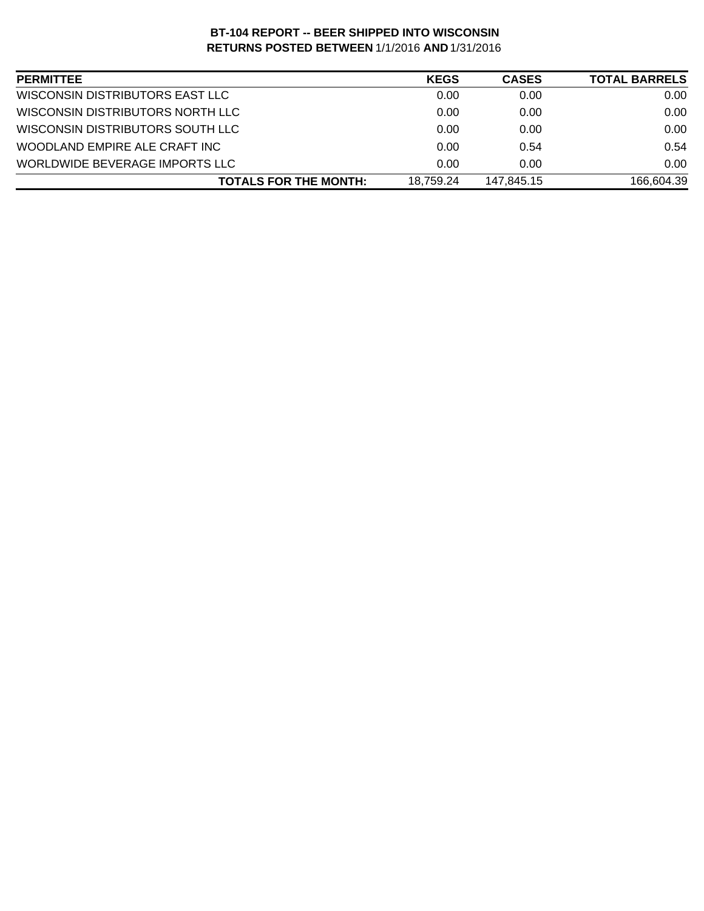**BT-104 REPORT -- BEER SHIPPED INTO WISCONSIN**
**RETURNS POSTED BETWEEN** 1/1/2016 **AND** 1/31/2016

| PERMITTEE | KEGS | CASES | TOTAL BARRELS |
|---|---|---|---|
| WISCONSIN DISTRIBUTORS EAST LLC | 0.00 | 0.00 | 0.00 |
| WISCONSIN DISTRIBUTORS NORTH LLC | 0.00 | 0.00 | 0.00 |
| WISCONSIN DISTRIBUTORS SOUTH LLC | 0.00 | 0.00 | 0.00 |
| WOODLAND EMPIRE ALE CRAFT INC | 0.00 | 0.54 | 0.54 |
| WORLDWIDE BEVERAGE IMPORTS LLC | 0.00 | 0.00 | 0.00 |
| **TOTALS FOR THE MONTH:** | 18,759.24 | 147,845.15 | 166,604.39 |